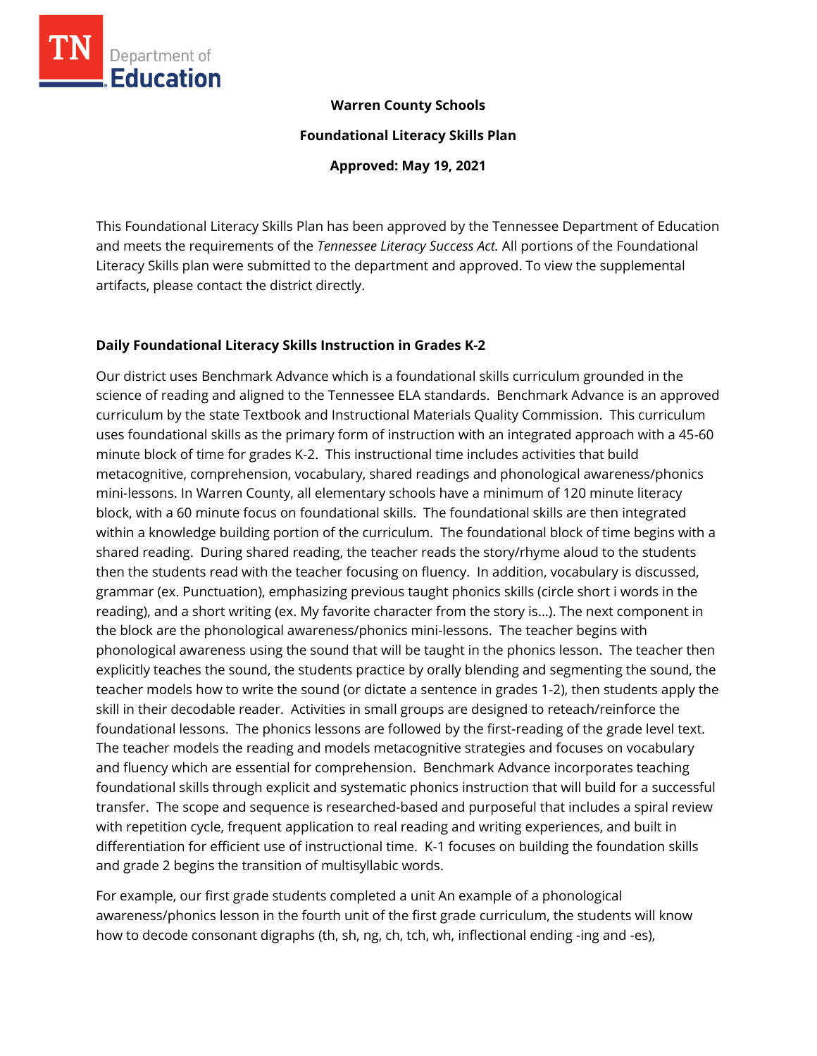**Warren County Schools**

**Foundational Literacy Skills Plan**

**Approved: May 19, 2021**

This Foundational Literacy Skills Plan has been approved by the Tennessee Department of Education and meets the requirements of the *Tennessee Literacy Success Act.* All portions of the Foundational Literacy Skills plan were submitted to the department and approved. To view the supplemental artifacts, please contact the district directly.

## Daily Foundational Literacy Skills Instruction in Grades K-2

Our district uses Benchmark Advance which is a foundational skills curriculum grounded in the science of reading and aligned to the Tennessee ELA standards. Benchmark Advance is an approved curriculum by the state Textbook and Instructional Materials Quality Commission. This curriculum uses foundational skills as the primary form of instruction with an integrated approach with a 45-60 minute block of time for grades K-2. This instructional time includes activities that build metacognitive, comprehension, vocabulary, shared readings and phonological awareness/phonics mini-lessons. In Warren County, all elementary schools have a minimum of 120 minute literacy block, with a 60 minute focus on foundational skills. The foundational skills are then integrated within a knowledge building portion of the curriculum. The foundational block of time begins with a shared reading. During shared reading, the teacher reads the story/rhyme aloud to the students then the students read with the teacher focusing on fluency. In addition, vocabulary is discussed, grammar (ex. Punctuation), emphasizing previous taught phonics skills (circle short i words in the reading), and a short writing (ex. My favorite character from the story is…). The next component in the block are the phonological awareness/phonics mini-lessons. The teacher begins with phonological awareness using the sound that will be taught in the phonics lesson. The teacher then explicitly teaches the sound, the students practice by orally blending and segmenting the sound, the teacher models how to write the sound (or dictate a sentence in grades 1-2), then students apply the skill in their decodable reader. Activities in small groups are designed to reteach/reinforce the foundational lessons. The phonics lessons are followed by the first-reading of the grade level text. The teacher models the reading and models metacognitive strategies and focuses on vocabulary and fluency which are essential for comprehension. Benchmark Advance incorporates teaching foundational skills through explicit and systematic phonics instruction that will build for a successful transfer. The scope and sequence is researched-based and purposeful that includes a spiral review with repetition cycle, frequent application to real reading and writing experiences, and built in differentiation for efficient use of instructional time. K-1 focuses on building the foundation skills and grade 2 begins the transition of multisyllabic words.

For example, our first grade students completed a unit An example of a phonological awareness/phonics lesson in the fourth unit of the first grade curriculum, the students will know how to decode consonant digraphs (th, sh, ng, ch, tch, wh, inflectional ending -ing and -es),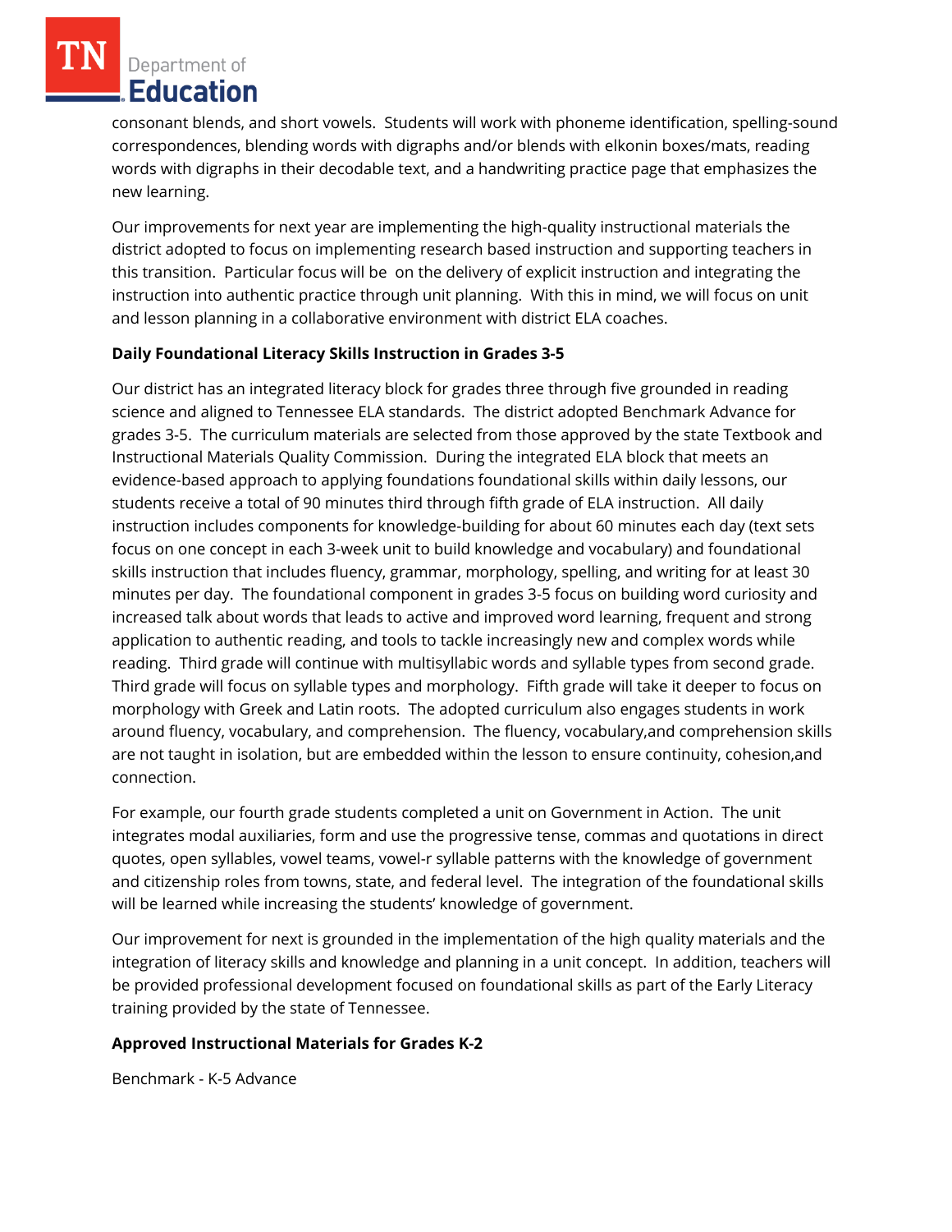consonant blends, and short vowels. Students will work with phoneme identification, spelling-sound correspondences, blending words with digraphs and/or blends with elkonin boxes/mats, reading words with digraphs in their decodable text, and a handwriting practice page that emphasizes the new learning.

Our improvements for next year are implementing the high-quality instructional materials the district adopted to focus on implementing research based instruction and supporting teachers in this transition. Particular focus will be on the delivery of explicit instruction and integrating the instruction into authentic practice through unit planning. With this in mind, we will focus on unit and lesson planning in a collaborative environment with district ELA coaches.

**Daily Foundational Literacy Skills Instruction in Grades 3-5**

Our district has an integrated literacy block for grades three through five grounded in reading science and aligned to Tennessee ELA standards. The district adopted Benchmark Advance for grades 3-5. The curriculum materials are selected from those approved by the state Textbook and Instructional Materials Quality Commission. During the integrated ELA block that meets an evidence-based approach to applying foundations foundational skills within daily lessons, our students receive a total of 90 minutes third through fifth grade of ELA instruction. All daily instruction includes components for knowledge-building for about 60 minutes each day (text sets focus on one concept in each 3-week unit to build knowledge and vocabulary) and foundational skills instruction that includes fluency, grammar, morphology, spelling, and writing for at least 30 minutes per day. The foundational component in grades 3-5 focus on building word curiosity and increased talk about words that leads to active and improved word learning, frequent and strong application to authentic reading, and tools to tackle increasingly new and complex words while reading. Third grade will continue with multisyllabic words and syllable types from second grade. Third grade will focus on syllable types and morphology. Fifth grade will take it deeper to focus on morphology with Greek and Latin roots. The adopted curriculum also engages students in work around fluency, vocabulary, and comprehension. The fluency, vocabulary,and comprehension skills are not taught in isolation, but are embedded within the lesson to ensure continuity, cohesion,and connection.

For example, our fourth grade students completed a unit on Government in Action. The unit integrates modal auxiliaries, form and use the progressive tense, commas and quotations in direct quotes, open syllables, vowel teams, vowel-r syllable patterns with the knowledge of government and citizenship roles from towns, state, and federal level. The integration of the foundational skills will be learned while increasing the students' knowledge of government.

Our improvement for next is grounded in the implementation of the high quality materials and the integration of literacy skills and knowledge and planning in a unit concept. In addition, teachers will be provided professional development focused on foundational skills as part of the Early Literacy training provided by the state of Tennessee.

**Approved Instructional Materials for Grades K-2**

Benchmark - K-5 Advance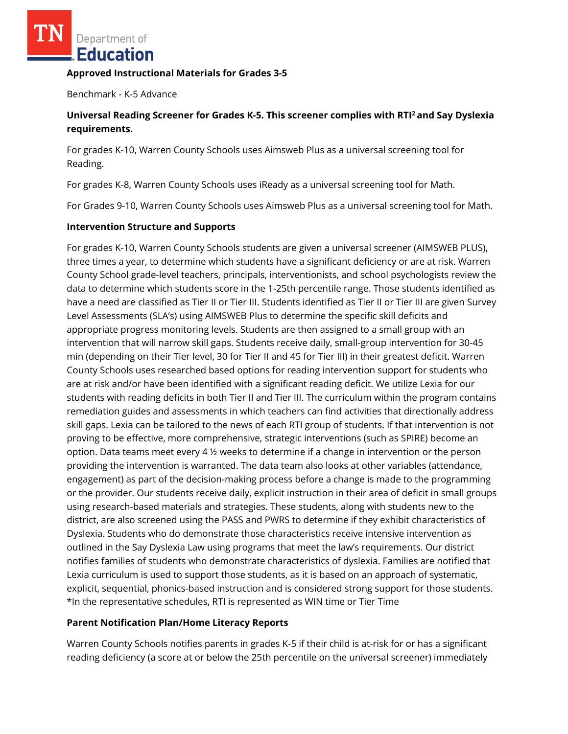**Approved Instructional Materials for Grades 3-5**

Benchmark - K-5 Advance

**Universal Reading Screener for Grades K-5. This screener complies with RTI[2] and Say Dyslexia requirements.**

For grades K-10, Warren County Schools uses Aimsweb Plus as a universal screening tool for Reading.

For grades K-8, Warren County Schools uses iReady as a universal screening tool for Math.

For Grades 9-10, Warren County Schools uses Aimsweb Plus as a universal screening tool for Math.

**Intervention Structure and Supports**

For grades K-10, Warren County Schools students are given a universal screener (AIMSWEB PLUS), three times a year, to determine which students have a significant deficiency or are at risk. Warren County School grade-level teachers, principals, interventionists, and school psychologists review the data to determine which students score in the 1-25th percentile range. Those students identified as have a need are classified as Tier II or Tier III. Students identified as Tier II or Tier III are given Survey Level Assessments (SLA's) using AIMSWEB Plus to determine the specific skill deficits and appropriate progress monitoring levels. Students are then assigned to a small group with an intervention that will narrow skill gaps. Students receive daily, small-group intervention for 30-45 min (depending on their Tier level, 30 for Tier II and 45 for Tier III) in their greatest deficit. Warren County Schools uses researched based options for reading intervention support for students who are at risk and/or have been identified with a significant reading deficit. We utilize Lexia for our students with reading deficits in both Tier II and Tier III. The curriculum within the program contains remediation guides and assessments in which teachers can find activities that directionally address skill gaps. Lexia can be tailored to the news of each RTI group of students. If that intervention is not proving to be effective, more comprehensive, strategic interventions (such as SPIRE) become an option. Data teams meet every 4 ½ weeks to determine if a change in intervention or the person providing the intervention is warranted. The data team also looks at other variables (attendance, engagement) as part of the decision-making process before a change is made to the programming or the provider. Our students receive daily, explicit instruction in their area of deficit in small groups using research-based materials and strategies. These students, along with students new to the district, are also screened using the PASS and PWRS to determine if they exhibit characteristics of Dyslexia. Students who do demonstrate those characteristics receive intensive intervention as outlined in the Say Dyslexia Law using programs that meet the law's requirements. Our district notifies families of students who demonstrate characteristics of dyslexia. Families are notified that Lexia curriculum is used to support those students, as it is based on an approach of systematic, explicit, sequential, phonics-based instruction and is considered strong support for those students. *In the representative schedules, RTI is represented as WIN time or Tier Time

**Parent Notification Plan/Home Literacy Reports**

Warren County Schools notifies parents in grades K-5 if their child is at-risk for or has a significant reading deficiency (a score at or below the 25th percentile on the universal screener) immediately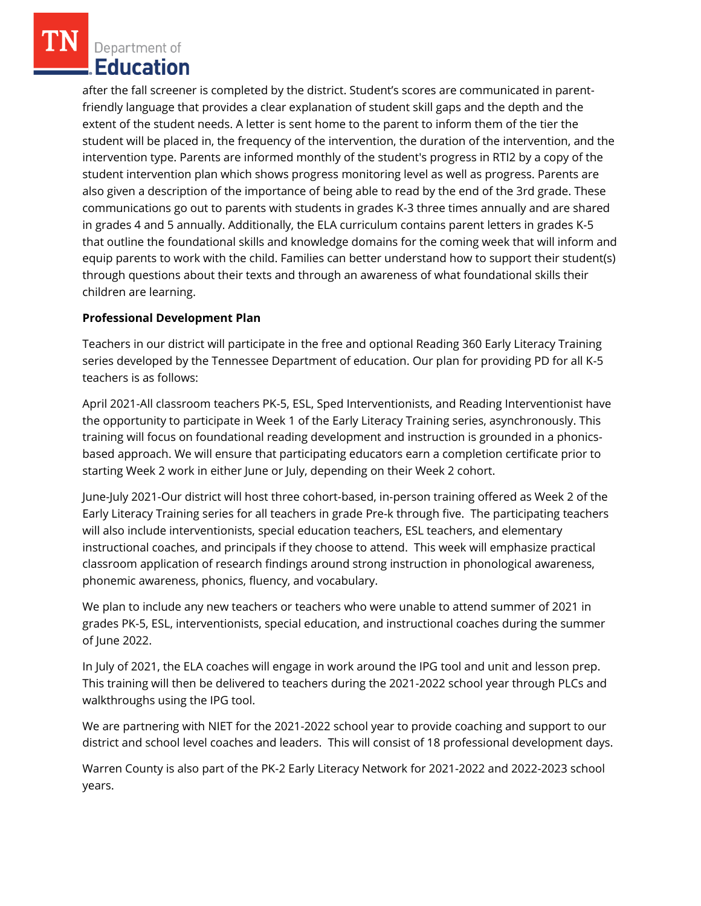after the fall screener is completed by the district. Student's scores are communicated in parent-friendly language that provides a clear explanation of student skill gaps and the depth and the extent of the student needs. A letter is sent home to the parent to inform them of the tier the student will be placed in, the frequency of the intervention, the duration of the intervention, and the intervention type. Parents are informed monthly of the student's progress in RTI2 by a copy of the student intervention plan which shows progress monitoring level as well as progress. Parents are also given a description of the importance of being able to read by the end of the 3rd grade. These communications go out to parents with students in grades K-3 three times annually and are shared in grades 4 and 5 annually. Additionally, the ELA curriculum contains parent letters in grades K-5 that outline the foundational skills and knowledge domains for the coming week that will inform and equip parents to work with the child. Families can better understand how to support their student(s) through questions about their texts and through an awareness of what foundational skills their children are learning.

**Professional Development Plan**

Teachers in our district will participate in the free and optional Reading 360 Early Literacy Training series developed by the Tennessee Department of education. Our plan for providing PD for all K-5 teachers is as follows:

April 2021-All classroom teachers PK-5, ESL, Sped Interventionists, and Reading Interventionist have the opportunity to participate in Week 1 of the Early Literacy Training series, asynchronously. This training will focus on foundational reading development and instruction is grounded in a phonics-based approach. We will ensure that participating educators earn a completion certificate prior to starting Week 2 work in either June or July, depending on their Week 2 cohort.

June-July 2021-Our district will host three cohort-based, in-person training offered as Week 2 of the Early Literacy Training series for all teachers in grade Pre-k through five. The participating teachers will also include interventionists, special education teachers, ESL teachers, and elementary instructional coaches, and principals if they choose to attend. This week will emphasize practical classroom application of research findings around strong instruction in phonological awareness, phonemic awareness, phonics, fluency, and vocabulary.

We plan to include any new teachers or teachers who were unable to attend summer of 2021 in grades PK-5, ESL, interventionists, special education, and instructional coaches during the summer of June 2022.

In July of 2021, the ELA coaches will engage in work around the IPG tool and unit and lesson prep. This training will then be delivered to teachers during the 2021-2022 school year through PLCs and walkthroughs using the IPG tool.

We are partnering with NIET for the 2021-2022 school year to provide coaching and support to our district and school level coaches and leaders. This will consist of 18 professional development days.

Warren County is also part of the PK-2 Early Literacy Network for 2021-2022 and 2022-2023 school years.